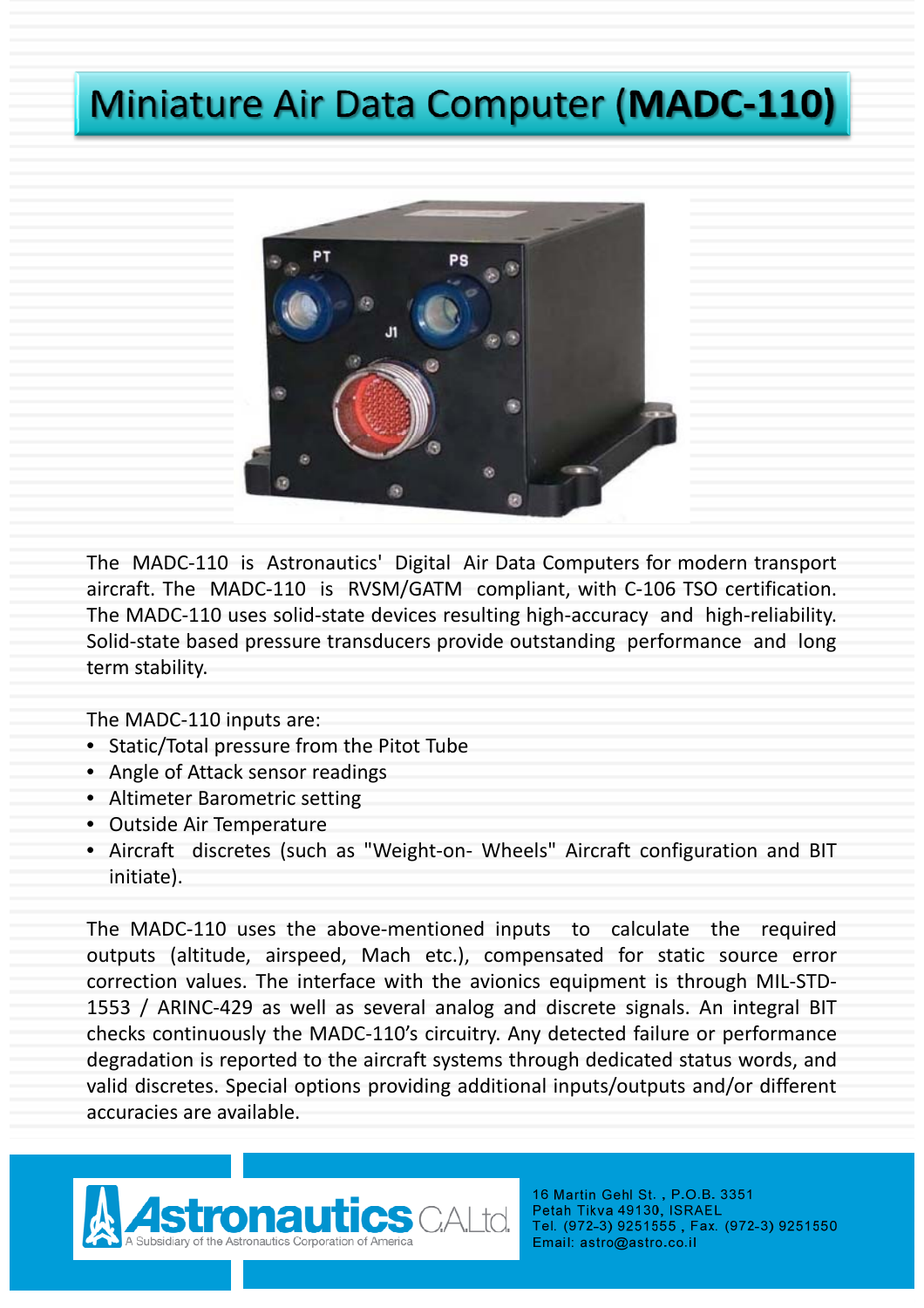# Miniature Air Data Computer (**MADC-110**)

The MADC-110 is Astronautics' Digital Air Data Computers for modern transport aircraft. The MADC-110 is RVSM/GATM compliant, with C-106 TSO certification. The MADC-110 uses solid-state devices resulting high-accuracy and high-reliability. Solid-state based pressure transducers provide outstanding performance and long term stability.

The MADC-110 inputs are:

- Static/Total pressure from the Pitot Tube
- Angle of Attack sensor readings
- Altimeter Barometric setting
- Outside Air Temperature
- Aircraft discretes (such as "Weight-on- Wheels" Aircraft configuration and BIT initiate).

The MADC-110 uses the above-mentioned inputs to calculate the required outputs (altitude, airspeed, Mach etc.), compensated for static source error correction values. The interface with the avionics equipment is through MIL-STD-1553 / ARINC-429 as well as several analog and discrete signals. An integral BIT checks continuously the MADC-110's circuitry. Any detected failure or performance degradation is reported to the aircraft systems through dedicated status words, and valid discretes. Special options providing additional inputs/outputs and/or different accuracies are available.

**Astronautics** C.A. Ltd.
A Subsidiary of the Astronautics Corporation of America

16 Martin Gehl St. , P.O.B. 3351
Petah Tikva 49130, ISRAEL
Tel. (972-3) 9251555 , Fax. (972-3) 9251550
Email: astro@astro.co.il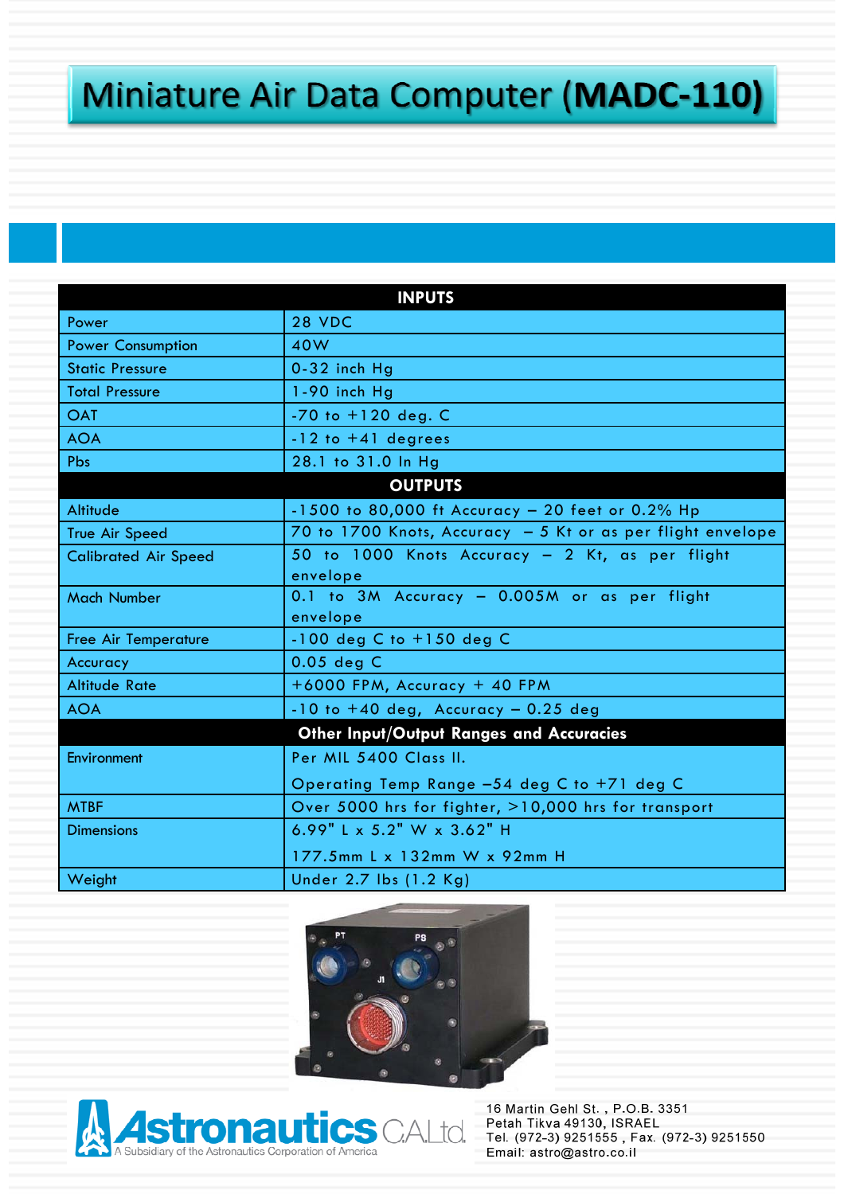# Miniature Air Data Computer (MADC-110)

| INPUTS | |
|---|---|
| Power | 28 VDC |
| Power Consumption | 40W |
| Static Pressure | 0-32 inch Hg |
| Total Pressure | 1-90 inch Hg |
| OAT | -70 to +120 deg. C |
| AOA | -12 to +41 degrees |
| Pbs | 28.1 to 31.0 In Hg |
| **OUTPUTS** | |
| Altitude | -1500 to 80,000 ft Accuracy – 20 feet or 0.2% Hp |
| True Air Speed | 70 to 1700 Knots, Accuracy – 5 Kt or as per flight envelope |
| Calibrated Air Speed | 50 to 1000 Knots Accuracy – 2 Kt, as per flight envelope |
| Mach Number | 0.1 to 3M Accuracy – 0.005M or as per flight envelope |
| Free Air Temperature | -100 deg C to +150 deg C |
| Accuracy | 0.05 deg C |
| Altitude Rate | +6000 FPM, Accuracy + 40 FPM |
| AOA | -10 to +40 deg, Accuracy – 0.25 deg |
| **Other Input/Output Ranges and Accuracies** | |
| Environment | Per MIL 5400 Class II. Operating Temp Range –54 deg C to +71 deg C |
| MTBF | Over 5000 hrs for fighter, >10,000 hrs for transport |
| Dimensions | 6.99" L x 5.2" W x 3.62" H<br>177.5mm L x 132mm W x 92mm H |
| Weight | Under 2.7 lbs (1.2 Kg) |

Astronautics C.A. Ltd.
A Subsidiary of the Astronautics Corporation of America

16 Martin Gehl St. , P.O.B. 3351
Petah Tikva 49130, ISRAEL
Tel. (972-3) 9251555 , Fax. (972-3) 9251550
Email: astro@astro.co.il